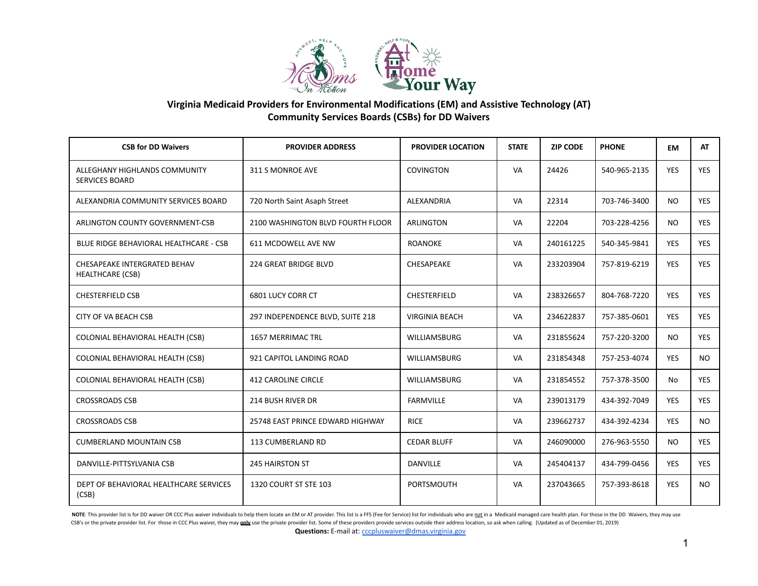## Virginia Medicaid Providers for Environmental Modifications (EM) and Assistive Technology (AT)
## Community Services Boards (CSBs) for DD Waivers

| CSB for DD Waivers | PROVIDER ADDRESS | PROVIDER LOCATION | STATE | ZIP CODE | PHONE | EM | AT |
|---|---|---|---|---|---|---|---|
| ALLEGHANY HIGHLANDS COMMUNITY SERVICES BOARD | 311 S MONROE AVE | COVINGTON | VA | 24426 | 540-965-2135 | YES | YES |
| ALEXANDRIA COMMUNITY SERVICES BOARD | 720 North Saint Asaph Street | ALEXANDRIA | VA | 22314 | 703-746-3400 | NO | YES |
| ARLINGTON COUNTY GOVERNMENT-CSB | 2100 WASHINGTON BLVD FOURTH FLOOR | ARLINGTON | VA | 22204 | 703-228-4256 | NO | YES |
| BLUE RIDGE BEHAVIORAL HEALTHCARE - CSB | 611 MCDOWELL AVE NW | ROANOKE | VA | 240161225 | 540-345-9841 | YES | YES |
| CHESAPEAKE INTERGRATED BEHAV HEALTHCARE (CSB) | 224 GREAT BRIDGE BLVD | CHESAPEAKE | VA | 233203904 | 757-819-6219 | YES | YES |
| CHESTERFIELD CSB | 6801 LUCY CORR CT | CHESTERFIELD | VA | 238326657 | 804-768-7220 | YES | YES |
| CITY OF VA BEACH CSB | 297 INDEPENDENCE BLVD, SUITE 218 | VIRGINIA BEACH | VA | 234622837 | 757-385-0601 | YES | YES |
| COLONIAL BEHAVIORAL HEALTH (CSB) | 1657 MERRIMAC TRL | WILLIAMSBURG | VA | 231855624 | 757-220-3200 | NO | YES |
| COLONIAL BEHAVIORAL HEALTH (CSB) | 921 CAPITOL LANDING ROAD | WILLIAMSBURG | VA | 231854348 | 757-253-4074 | YES | NO |
| COLONIAL BEHAVIORAL HEALTH (CSB) | 412 CAROLINE CIRCLE | WILLIAMSBURG | VA | 231854552 | 757-378-3500 | No | YES |
| CROSSROADS CSB | 214 BUSH RIVER DR | FARMVILLE | VA | 239013179 | 434-392-7049 | YES | YES |
| CROSSROADS CSB | 25748 EAST PRINCE EDWARD HIGHWAY | RICE | VA | 239662737 | 434-392-4234 | YES | NO |
| CUMBERLAND MOUNTAIN CSB | 113 CUMBERLAND RD | CEDAR BLUFF | VA | 246090000 | 276-963-5550 | NO | YES |
| DANVILLE-PITTSYLVANIA CSB | 245 HAIRSTON ST | DANVILLE | VA | 245404137 | 434-799-0456 | YES | YES |
| DEPT OF BEHAVIORAL HEALTHCARE SERVICES (CSB) | 1320 COURT ST STE 103 | PORTSMOUTH | VA | 237043665 | 757-393-8618 | YES | NO |

**NOTE**: This provider list is for DD waiver OR CCC Plus waiver individuals to help them locate an EM or AT provider. This list is a FFS (Fee for Service) list for individuals who are not in a Medicaid managed care health plan. For those in the DD Waivers, they may use CSB's or the private provider list. For those in CCC Plus waiver, they may **only** use the private provider list. Some of these providers provide services outside their address location, so ask when calling. (Updated as of December 01, 2019)

**Questions:** E-mail at: cccpluswaiver@dmas.virginia.gov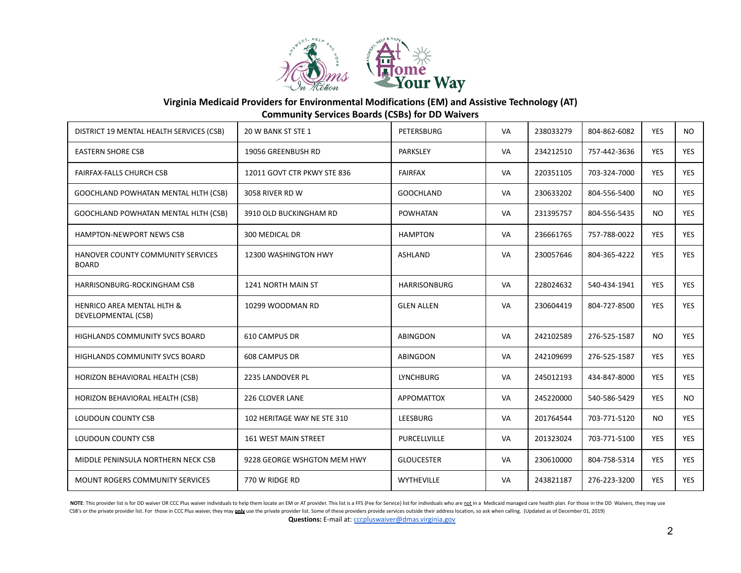**Virginia Medicaid Providers for Environmental Modifications (EM) and Assistive Technology (AT)**
**Community Services Boards (CSBs) for DD Waivers**

| | | | | | | | |
|---|---|---|---|---|---|---|---|
| DISTRICT 19 MENTAL HEALTH SERVICES (CSB) | 20 W BANK ST STE 1 | PETERSBURG | VA | 238033279 | 804-862-6082 | YES | NO |
| EASTERN SHORE CSB | 19056 GREENBUSH RD | PARKSLEY | VA | 234212510 | 757-442-3636 | YES | YES |
| FAIRFAX-FALLS CHURCH CSB | 12011 GOVT CTR PKWY STE 836 | FAIRFAX | VA | 220351105 | 703-324-7000 | YES | YES |
| GOOCHLAND POWHATAN MENTAL HLTH (CSB) | 3058 RIVER RD W | GOOCHLAND | VA | 230633202 | 804-556-5400 | NO | YES |
| GOOCHLAND POWHATAN MENTAL HLTH (CSB) | 3910 OLD BUCKINGHAM RD | POWHATAN | VA | 231395757 | 804-556-5435 | NO | YES |
| HAMPTON-NEWPORT NEWS CSB | 300 MEDICAL DR | HAMPTON | VA | 236661765 | 757-788-0022 | YES | YES |
| HANOVER COUNTY COMMUNITY SERVICES BOARD | 12300 WASHINGTON HWY | ASHLAND | VA | 230057646 | 804-365-4222 | YES | YES |
| HARRISONBURG-ROCKINGHAM CSB | 1241 NORTH MAIN ST | HARRISONBURG | VA | 228024632 | 540-434-1941 | YES | YES |
| HENRICO AREA MENTAL HLTH & DEVELOPMENTAL (CSB) | 10299 WOODMAN RD | GLEN ALLEN | VA | 230604419 | 804-727-8500 | YES | YES |
| HIGHLANDS COMMUNITY SVCS BOARD | 610 CAMPUS DR | ABINGDON | VA | 242102589 | 276-525-1587 | NO | YES |
| HIGHLANDS COMMUNITY SVCS BOARD | 608 CAMPUS DR | ABINGDON | VA | 242109699 | 276-525-1587 | YES | YES |
| HORIZON BEHAVIORAL HEALTH (CSB) | 2235 LANDOVER PL | LYNCHBURG | VA | 245012193 | 434-847-8000 | YES | YES |
| HORIZON BEHAVIORAL HEALTH (CSB) | 226 CLOVER LANE | APPOMATTOX | VA | 245220000 | 540-586-5429 | YES | NO |
| LOUDOUN COUNTY CSB | 102 HERITAGE WAY NE STE 310 | LEESBURG | VA | 201764544 | 703-771-5120 | NO | YES |
| LOUDOUN COUNTY CSB | 161 WEST MAIN STREET | PURCELLVILLE | VA | 201323024 | 703-771-5100 | YES | YES |
| MIDDLE PENINSULA NORTHERN NECK CSB | 9228 GEORGE WSHGTON MEM HWY | GLOUCESTER | VA | 230610000 | 804-758-5314 | YES | YES |
| MOUNT ROGERS COMMUNITY SERVICES | 770 W RIDGE RD | WYTHEVILLE | VA | 243821187 | 276-223-3200 | YES | YES |

**NOTE**: This provider list is for DD waiver OR CCC Plus waiver individuals to help them locate an EM or AT provider. This list is a FFS (Fee for Service) list for individuals who are not in a Medicaid managed care health plan. For those in the DD Waivers, they may use CSB's or the private provider list. For those in CCC Plus waiver, they may **only** use the private provider list. Some of these providers provide services outside their address location, so ask when calling. (Updated as of December 01, 2019)

**Questions:** E-mail at: cccpluswaiver@dmas.virginia.gov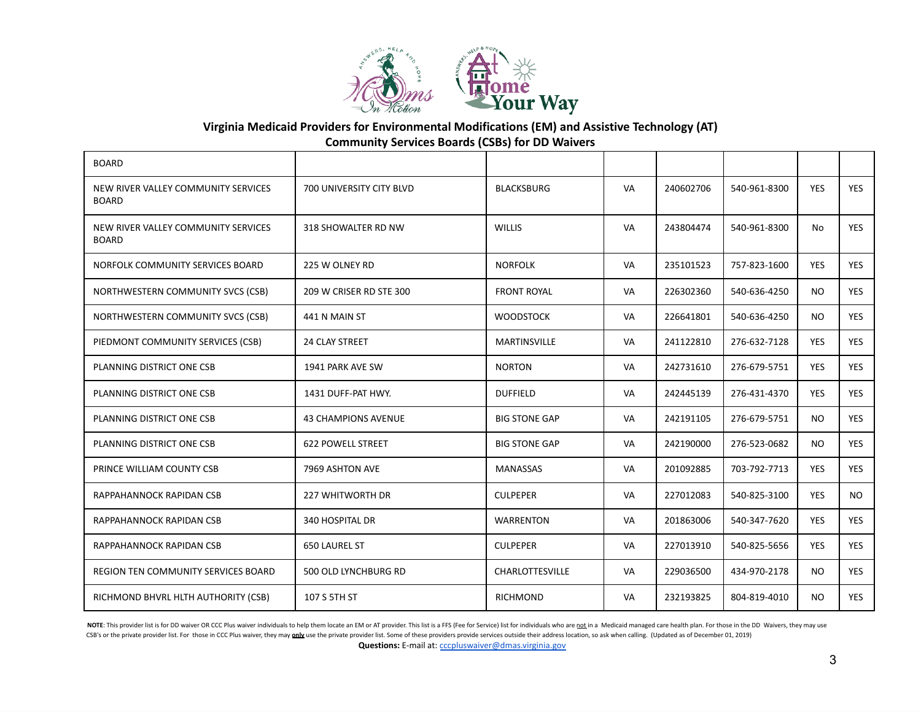**Virginia Medicaid Providers for Environmental Modifications (EM) and Assistive Technology (AT)**
**Community Services Boards (CSBs) for DD Waivers**

| | | | | | | | |
|---|---|---|---|---|---|---|---|
| BOARD | | | | | | | |
| NEW RIVER VALLEY COMMUNITY SERVICES BOARD | 700 UNIVERSITY CITY BLVD | BLACKSBURG | VA | 240602706 | 540-961-8300 | YES | YES |
| NEW RIVER VALLEY COMMUNITY SERVICES BOARD | 318 SHOWALTER RD NW | WILLIS | VA | 243804474 | 540-961-8300 | No | YES |
| NORFOLK COMMUNITY SERVICES BOARD | 225 W OLNEY RD | NORFOLK | VA | 235101523 | 757-823-1600 | YES | YES |
| NORTHWESTERN COMMUNITY SVCS (CSB) | 209 W CRISER RD STE 300 | FRONT ROYAL | VA | 226302360 | 540-636-4250 | NO | YES |
| NORTHWESTERN COMMUNITY SVCS (CSB) | 441 N MAIN ST | WOODSTOCK | VA | 226641801 | 540-636-4250 | NO | YES |
| PIEDMONT COMMUNITY SERVICES (CSB) | 24 CLAY STREET | MARTINSVILLE | VA | 241122810 | 276-632-7128 | YES | YES |
| PLANNING DISTRICT ONE CSB | 1941 PARK AVE SW | NORTON | VA | 242731610 | 276-679-5751 | YES | YES |
| PLANNING DISTRICT ONE CSB | 1431 DUFF-PAT HWY. | DUFFIELD | VA | 242445139 | 276-431-4370 | YES | YES |
| PLANNING DISTRICT ONE CSB | 43 CHAMPIONS AVENUE | BIG STONE GAP | VA | 242191105 | 276-679-5751 | NO | YES |
| PLANNING DISTRICT ONE CSB | 622 POWELL STREET | BIG STONE GAP | VA | 242190000 | 276-523-0682 | NO | YES |
| PRINCE WILLIAM COUNTY CSB | 7969 ASHTON AVE | MANASSAS | VA | 201092885 | 703-792-7713 | YES | YES |
| RAPPAHANNOCK RAPIDAN CSB | 227 WHITWORTH DR | CULPEPER | VA | 227012083 | 540-825-3100 | YES | NO |
| RAPPAHANNOCK RAPIDAN CSB | 340 HOSPITAL DR | WARRENTON | VA | 201863006 | 540-347-7620 | YES | YES |
| RAPPAHANNOCK RAPIDAN CSB | 650 LAUREL ST | CULPEPER | VA | 227013910 | 540-825-5656 | YES | YES |
| REGION TEN COMMUNITY SERVICES BOARD | 500 OLD LYNCHBURG RD | CHARLOTTESVILLE | VA | 229036500 | 434-970-2178 | NO | YES |
| RICHMOND BHVRL HLTH AUTHORITY (CSB) | 107 S 5TH ST | RICHMOND | VA | 232193825 | 804-819-4010 | NO | YES |

**NOTE**: This provider list is for DD waiver OR CCC Plus waiver individuals to help them locate an EM or AT provider. This list is a FFS (Fee for Service) list for individuals who are not in a Medicaid managed care health plan. For those in the DD Waivers, they may use CSB's or the private provider list. For those in CCC Plus waiver, they may **only** use the private provider list. Some of these providers provide services outside their address location, so ask when calling. (Updated as of December 01, 2019)

**Questions:** E-mail at: cccpluswaiver@dmas.virginia.gov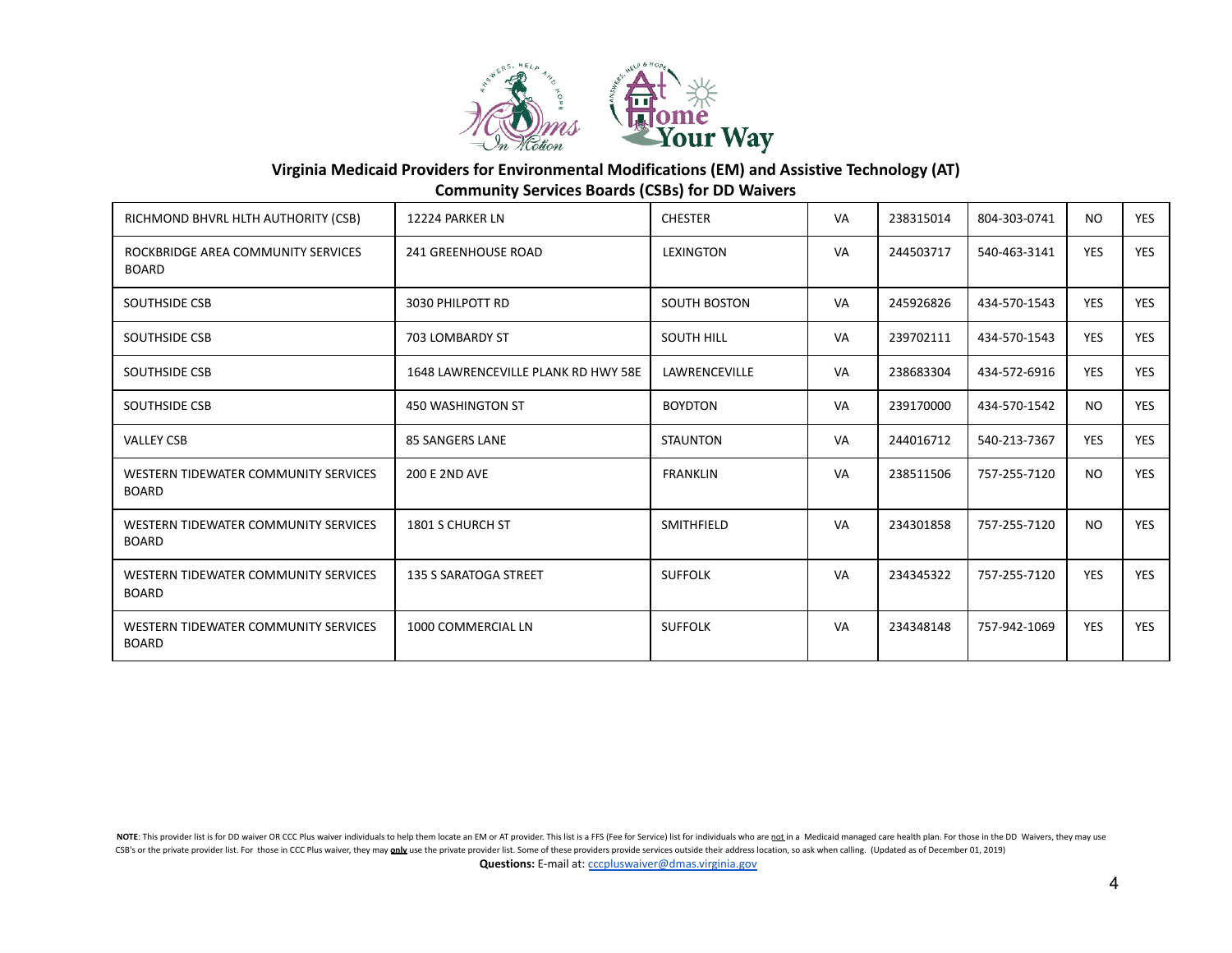**Virginia Medicaid Providers for Environmental Modifications (EM) and Assistive Technology (AT)**
**Community Services Boards (CSBs) for DD Waivers**

| | | | | | | | |
|---|---|---|---|---|---|---|---|
| RICHMOND BHVRL HLTH AUTHORITY (CSB) | 12224 PARKER LN | CHESTER | VA | 238315014 | 804-303-0741 | NO | YES |
| ROCKBRIDGE AREA COMMUNITY SERVICES BOARD | 241 GREENHOUSE ROAD | LEXINGTON | VA | 244503717 | 540-463-3141 | YES | YES |
| SOUTHSIDE CSB | 3030 PHILPOTT RD | SOUTH BOSTON | VA | 245926826 | 434-570-1543 | YES | YES |
| SOUTHSIDE CSB | 703 LOMBARDY ST | SOUTH HILL | VA | 239702111 | 434-570-1543 | YES | YES |
| SOUTHSIDE CSB | 1648 LAWRENCEVILLE PLANK RD HWY 58E | LAWRENCEVILLE | VA | 238683304 | 434-572-6916 | YES | YES |
| SOUTHSIDE CSB | 450 WASHINGTON ST | BOYDTON | VA | 239170000 | 434-570-1542 | NO | YES |
| VALLEY CSB | 85 SANGERS LANE | STAUNTON | VA | 244016712 | 540-213-7367 | YES | YES |
| WESTERN TIDEWATER COMMUNITY SERVICES BOARD | 200 E 2ND AVE | FRANKLIN | VA | 238511506 | 757-255-7120 | NO | YES |
| WESTERN TIDEWATER COMMUNITY SERVICES BOARD | 1801 S CHURCH ST | SMITHFIELD | VA | 234301858 | 757-255-7120 | NO | YES |
| WESTERN TIDEWATER COMMUNITY SERVICES BOARD | 135 S SARATOGA STREET | SUFFOLK | VA | 234345322 | 757-255-7120 | YES | YES |
| WESTERN TIDEWATER COMMUNITY SERVICES BOARD | 1000 COMMERCIAL LN | SUFFOLK | VA | 234348148 | 757-942-1069 | YES | YES |

**NOTE**: This provider list is for DD waiver OR CCC Plus waiver individuals to help them locate an EM or AT provider. This list is a FFS (Fee for Service) list for individuals who are not in a Medicaid managed care health plan. For those in the DD Waivers, they may use CSB's or the private provider list. For those in CCC Plus waiver, they may **only** use the private provider list. Some of these providers provide services outside their address location, so ask when calling. (Updated as of December 01, 2019)

**Questions:** E-mail at: cccpluswaiver@dmas.virginia.gov